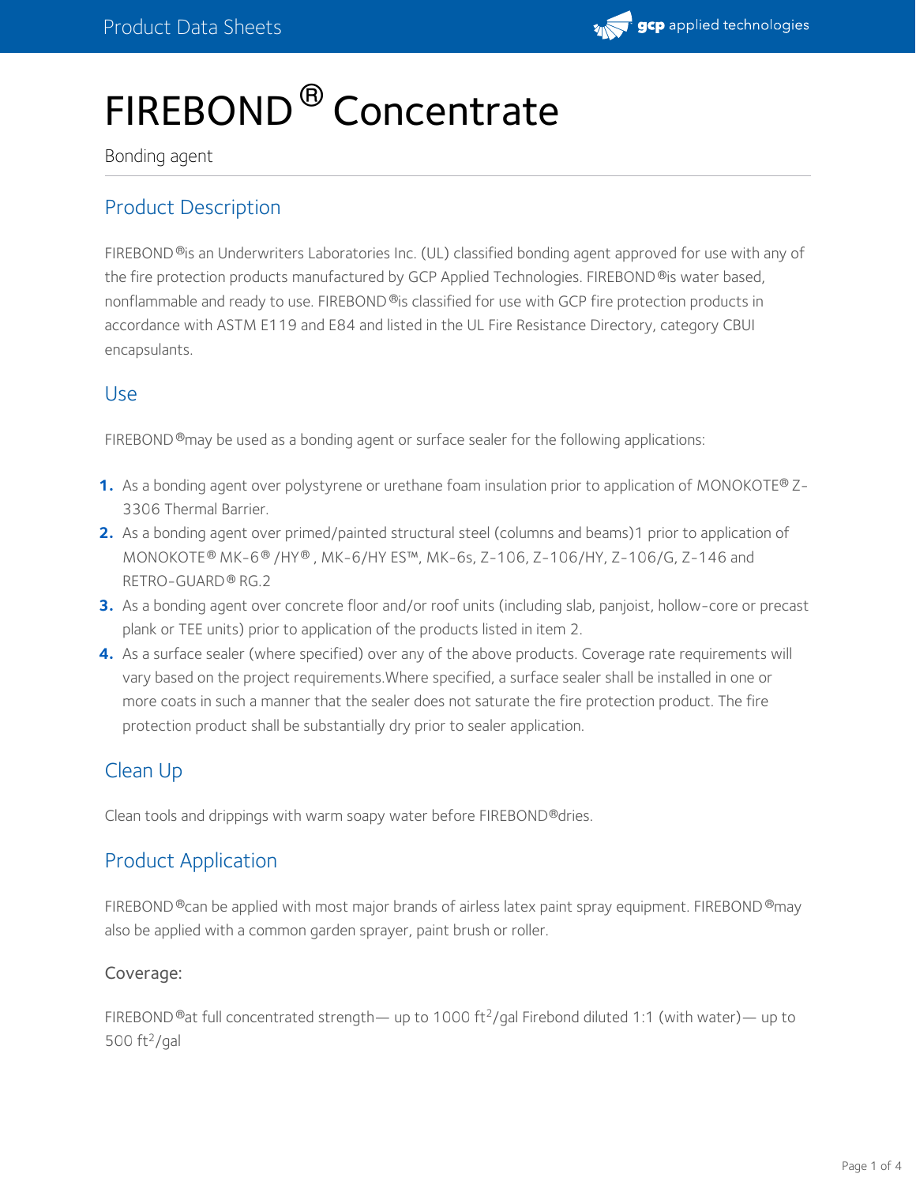# FIREBOND® Concentrate

Bonding agent

## Product Description

FIREBOND® is an Underwriters Laboratories Inc. (UL) classified bonding agent approved for use with any of the fire protection products manufactured by GCP Applied Technologies. FIREBOND® is water based, nonflammable and ready to use. FIREBOND® is classified for use with GCP fire protection products in accordance with ASTM E119 and E84 and listed in the UL Fire Resistance Directory, category CBUI encapsulants.

## Use

FIREBOND® may be used as a bonding agent or surface sealer for the following applications:

1. As a bonding agent over polystyrene or urethane foam insulation prior to application of MONOKOTE® Z-3306 Thermal Barrier.
2. As a bonding agent over primed/painted structural steel (columns and beams)1 prior to application of MONOKOTE® MK-6® /HY® , MK-6/HY ES™, MK-6s, Z-106, Z-106/HY, Z-106/G, Z-146 and RETRO-GUARD® RG.2
3. As a bonding agent over concrete floor and/or roof units (including slab, panjoist, hollow-core or precast plank or TEE units) prior to application of the products listed in item 2.
4. As a surface sealer (where specified) over any of the above products. Coverage rate requirements will vary based on the project requirements.Where specified, a surface sealer shall be installed in one or more coats in such a manner that the sealer does not saturate the fire protection product. The fire protection product shall be substantially dry prior to sealer application.

## Clean Up

Clean tools and drippings with warm soapy water before FIREBOND® dries.

## Product Application

FIREBOND® can be applied with most major brands of airless latex paint spray equipment. FIREBOND® may also be applied with a common garden sprayer, paint brush or roller.

### Coverage:

FIREBOND® at full concentrated strength— up to 1000 $ft^2$/gal Firebond diluted 1:1 (with water)— up to 500 $ft^2$/gal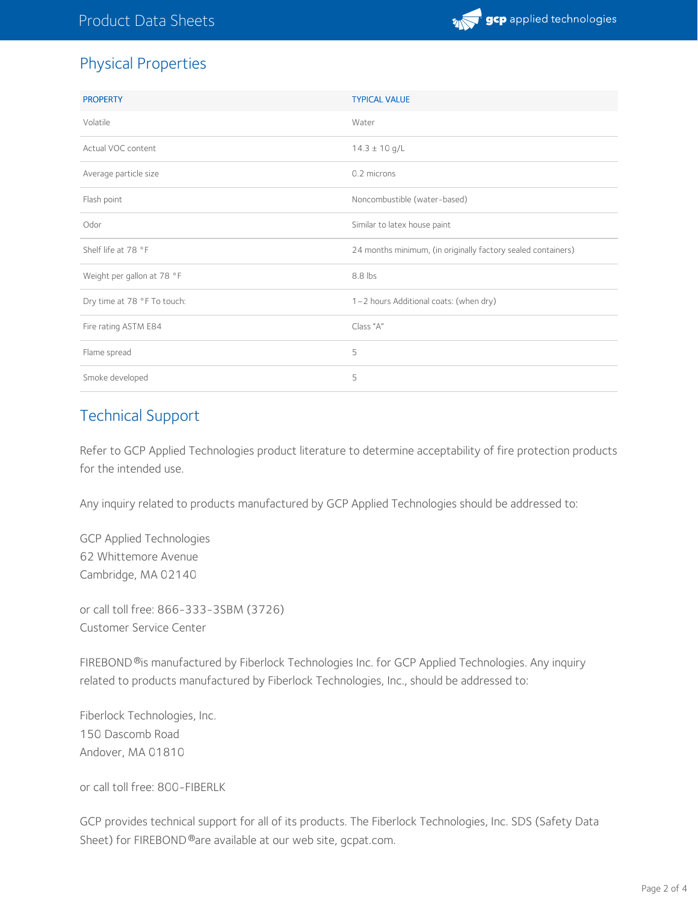## Physical Properties

| PROPERTY | TYPICAL VALUE |
| --- | --- |
| Volatile | Water |
| Actual VOC content | 14.3 ± 10 g/L |
| Average particle size | 0.2 microns |
| Flash point | Noncombustible (water-based) |
| Odor | Similar to latex house paint |
| Shelf life at 78 °F | 24 months minimum, (in originally factory sealed containers) |
| Weight per gallon at 78 °F | 8.8 lbs |
| Dry time at 78 °F To touch: | 1–2 hours Additional coats: (when dry) |
| Fire rating ASTM E84 | Class "A" |
| Flame spread | 5 |
| Smoke developed | 5 |

## Technical Support

Refer to GCP Applied Technologies product literature to determine acceptability of fire protection products for the intended use.

Any inquiry related to products manufactured by GCP Applied Technologies should be addressed to:

GCP Applied Technologies
62 Whittemore Avenue
Cambridge, MA 02140

or call toll free: 866-333-3SBM (3726)
Customer Service Center

FIREBOND®is manufactured by Fiberlock Technologies Inc. for GCP Applied Technologies. Any inquiry related to products manufactured by Fiberlock Technologies, Inc., should be addressed to:

Fiberlock Technologies, Inc.
150 Dascomb Road
Andover, MA 01810

or call toll free: 800-FIBERLK

GCP provides technical support for all of its products. The Fiberlock Technologies, Inc. SDS (Safety Data Sheet) for FIREBOND®are available at our web site, gcpat.com.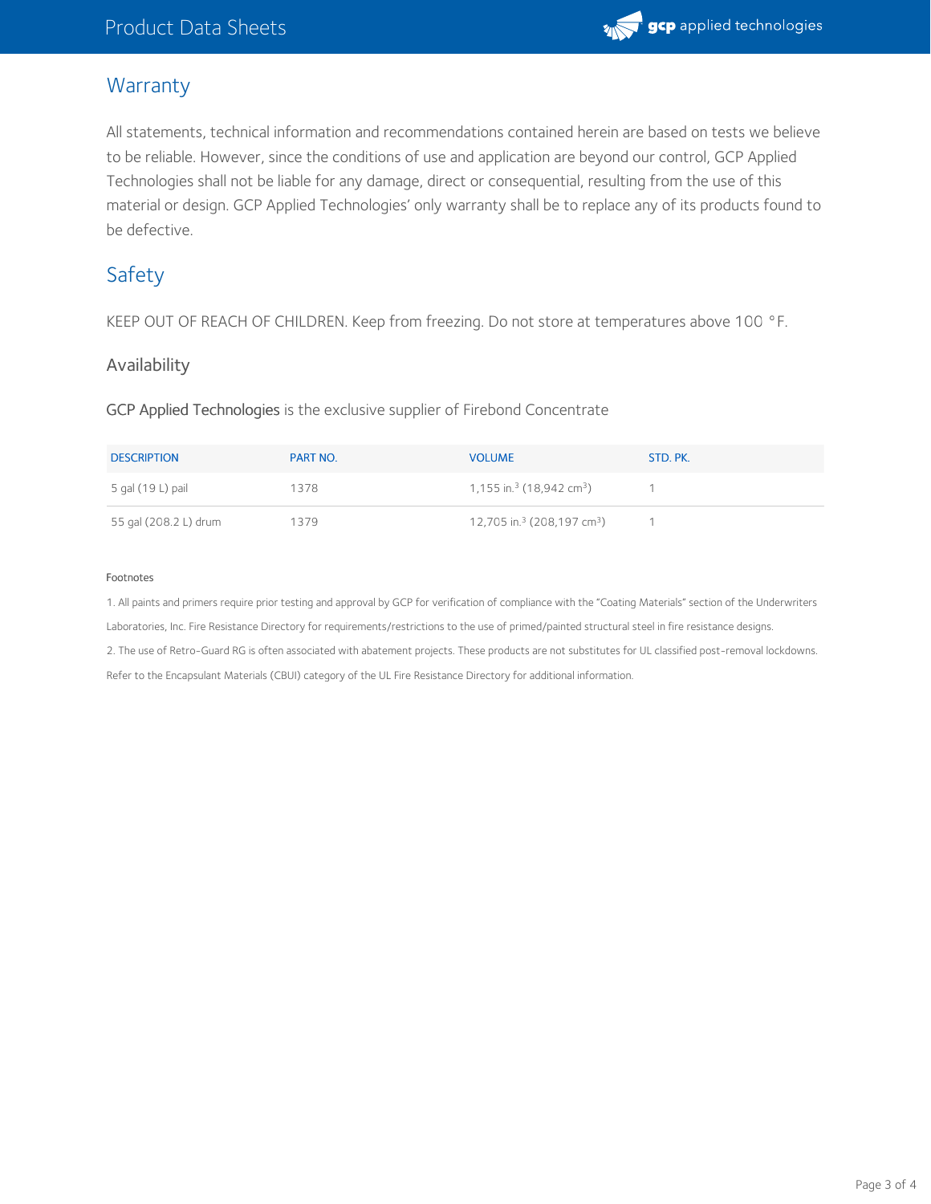## Warranty

All statements, technical information and recommendations contained herein are based on tests we believe to be reliable. However, since the conditions of use and application are beyond our control, GCP Applied Technologies shall not be liable for any damage, direct or consequential, resulting from the use of this material or design. GCP Applied Technologies' only warranty shall be to replace any of its products found to be defective.

## Safety

KEEP OUT OF REACH OF CHILDREN. Keep from freezing. Do not store at temperatures above 100 °F.

### Availability

GCP Applied Technologies is the exclusive supplier of Firebond Concentrate

| DESCRIPTION | PART NO. | VOLUME | STD. PK. |
|---|---|---|---|
| 5 gal (19 L) pail | 1378 | 1,155 $in.^3$ (18,942 $cm^3$) | 1 |
| 55 gal (208.2 L) drum | 1379 | 12,705 $in.^3$ (208,197 $cm^3$) | 1 |

Footnotes

1. All paints and primers require prior testing and approval by GCP for verification of compliance with the "Coating Materials" section of the Underwriters Laboratories, Inc. Fire Resistance Directory for requirements/restrictions to the use of primed/painted structural steel in fire resistance designs.

2. The use of Retro-Guard RG is often associated with abatement projects. These products are not substitutes for UL classified post-removal lockdowns. Refer to the Encapsulant Materials (CBUI) category of the UL Fire Resistance Directory for additional information.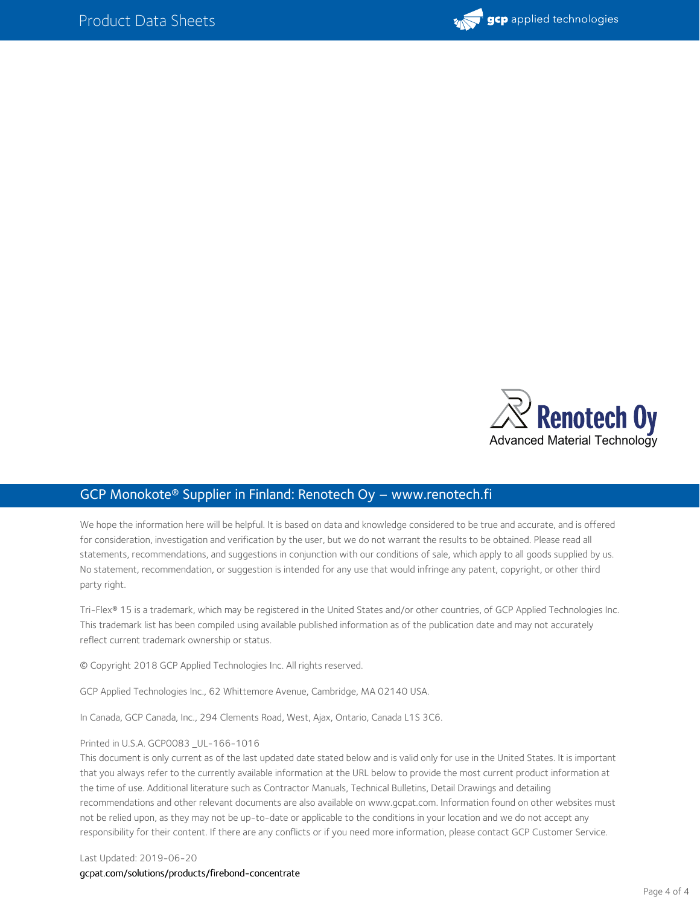Renotech Oy
Advanced Material Technology

## GCP Monokote® Supplier in Finland: Renotech Oy – www.renotech.fi

We hope the information here will be helpful. It is based on data and knowledge considered to be true and accurate, and is offered for consideration, investigation and verification by the user, but we do not warrant the results to be obtained. Please read all statements, recommendations, and suggestions in conjunction with our conditions of sale, which apply to all goods supplied by us. No statement, recommendation, or suggestion is intended for any use that would infringe any patent, copyright, or other third party right.

Tri-Flex® 15 is a trademark, which may be registered in the United States and/or other countries, of GCP Applied Technologies Inc. This trademark list has been compiled using available published information as of the publication date and may not accurately reflect current trademark ownership or status.

© Copyright 2018 GCP Applied Technologies Inc. All rights reserved.

GCP Applied Technologies Inc., 62 Whittemore Avenue, Cambridge, MA 02140 USA.

In Canada, GCP Canada, Inc., 294 Clements Road, West, Ajax, Ontario, Canada L1S 3C6.

Printed in U.S.A. GCP0083 _UL-166-1016

This document is only current as of the last updated date stated below and is valid only for use in the United States. It is important that you always refer to the currently available information at the URL below to provide the most current product information at the time of use. Additional literature such as Contractor Manuals, Technical Bulletins, Detail Drawings and detailing recommendations and other relevant documents are also available on www.gcpat.com. Information found on other websites must not be relied upon, as they may not be up-to-date or applicable to the conditions in your location and we do not accept any responsibility for their content. If there are any conflicts or if you need more information, please contact GCP Customer Service.

Last Updated: 2019-06-20

gcpat.com/solutions/products/firebond-concentrate